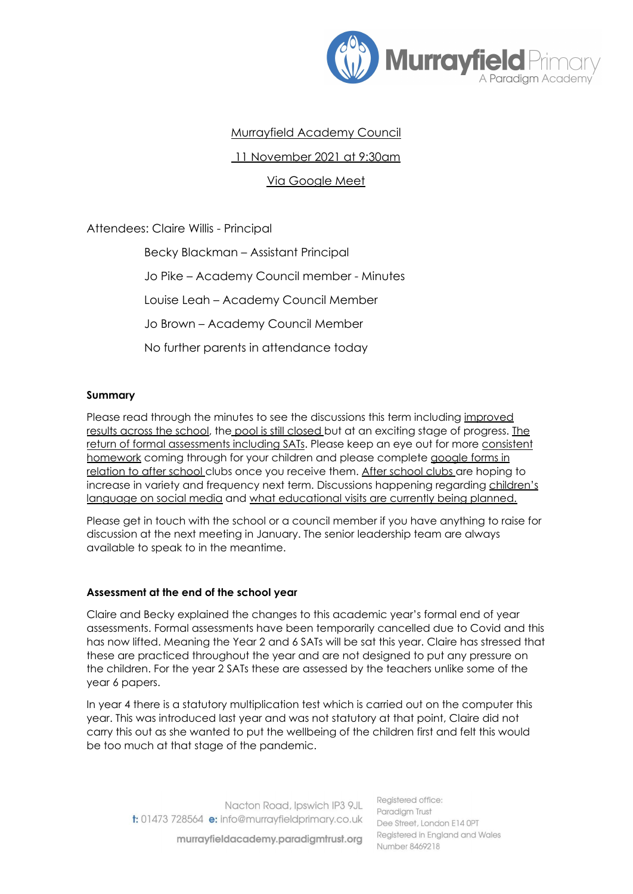Murrayfield Academy Council

11 November 2021 at 9:30am

Via Google Meet

Attendees: Claire Willis - Principal

Becky Blackman – Assistant Principal

Jo Pike – Academy Council member - Minutes

Louise Leah – Academy Council Member

Jo Brown – Academy Council Member

No further parents in attendance today

**Summary**

Please read through the minutes to see the discussions this term including improved results across the school, the pool is still closed but at an exciting stage of progress. The return of formal assessments including SATs. Please keep an eye out for more consistent homework coming through for your children and please complete google forms in relation to after school clubs once you receive them. After school clubs are hoping to increase in variety and frequency next term. Discussions happening regarding children's language on social media and what educational visits are currently being planned.

Please get in touch with the school or a council member if you have anything to raise for discussion at the next meeting in January. The senior leadership team are always available to speak to in the meantime.

**Assessment at the end of the school year**

Claire and Becky explained the changes to this academic year's formal end of year assessments. Formal assessments have been temporarily cancelled due to Covid and this has now lifted. Meaning the Year 2 and 6 SATs will be sat this year. Claire has stressed that these are practiced throughout the year and are not designed to put any pressure on the children. For the year 2 SATs these are assessed by the teachers unlike some of the year 6 papers.

In year 4 there is a statutory multiplication test which is carried out on the computer this year. This was introduced last year and was not statutory at that point, Claire did not carry this out as she wanted to put the wellbeing of the children first and felt this would be too much at that stage of the pandemic.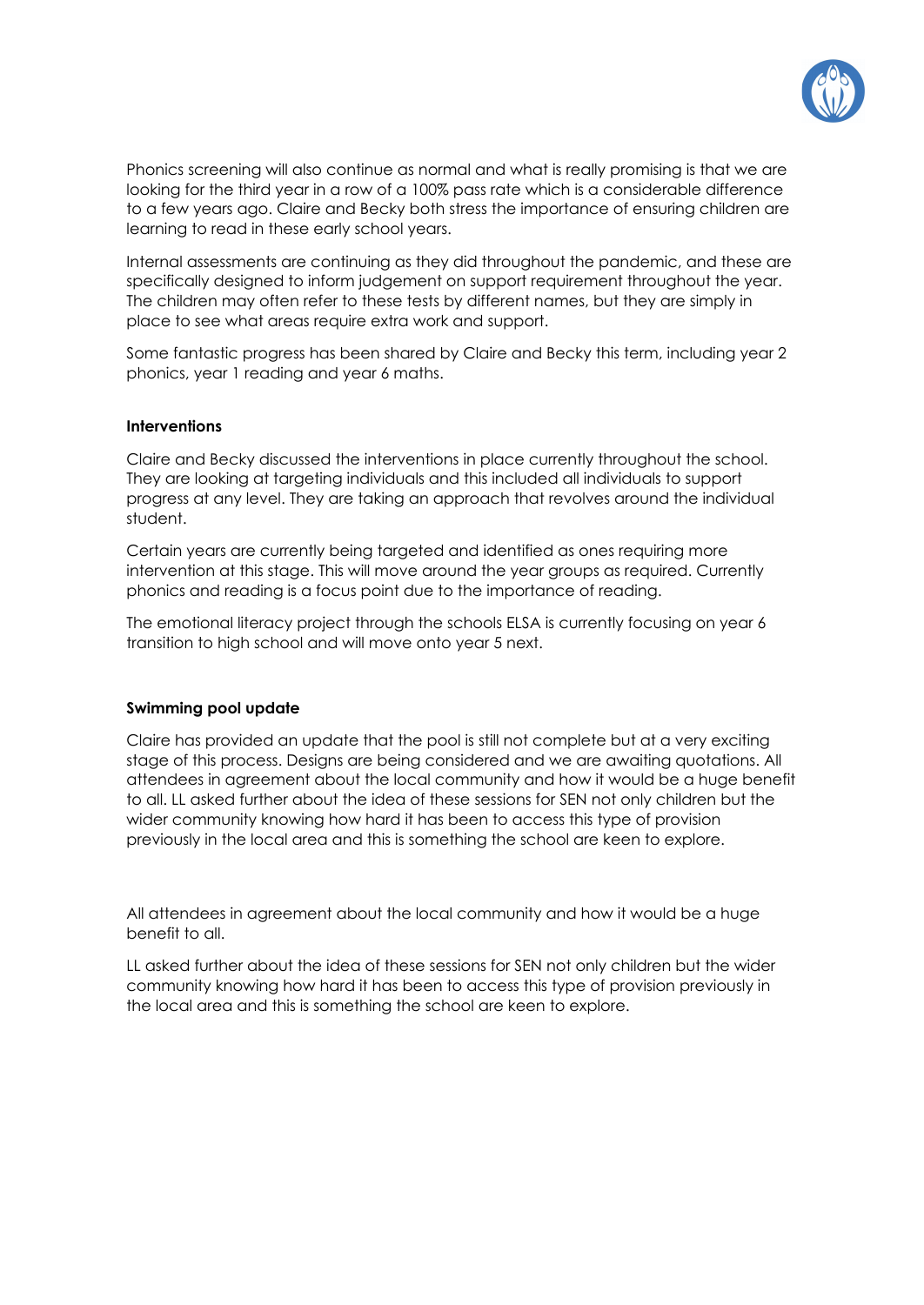Phonics screening will also continue as normal and what is really promising is that we are looking for the third year in a row of a 100% pass rate which is a considerable difference to a few years ago. Claire and Becky both stress the importance of ensuring children are learning to read in these early school years.

Internal assessments are continuing as they did throughout the pandemic, and these are specifically designed to inform judgement on support requirement throughout the year. The children may often refer to these tests by different names, but they are simply in place to see what areas require extra work and support.

Some fantastic progress has been shared by Claire and Becky this term, including year 2 phonics, year 1 reading and year 6 maths.

**Interventions**

Claire and Becky discussed the interventions in place currently throughout the school. They are looking at targeting individuals and this included all individuals to support progress at any level. They are taking an approach that revolves around the individual student.

Certain years are currently being targeted and identified as ones requiring more intervention at this stage. This will move around the year groups as required. Currently phonics and reading is a focus point due to the importance of reading.

The emotional literacy project through the schools ELSA is currently focusing on year 6 transition to high school and will move onto year 5 next.

**Swimming pool update**

Claire has provided an update that the pool is still not complete but at a very exciting stage of this process. Designs are being considered and we are awaiting quotations. All attendees in agreement about the local community and how it would be a huge benefit to all. LL asked further about the idea of these sessions for SEN not only children but the wider community knowing how hard it has been to access this type of provision previously in the local area and this is something the school are keen to explore.

All attendees in agreement about the local community and how it would be a huge benefit to all.

LL asked further about the idea of these sessions for SEN not only children but the wider community knowing how hard it has been to access this type of provision previously in the local area and this is something the school are keen to explore.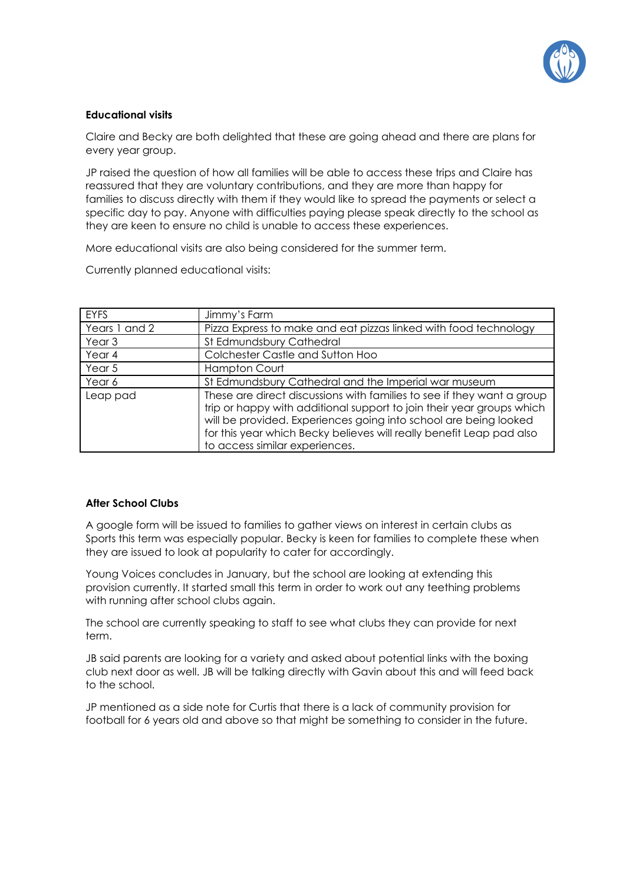**Educational visits**

Claire and Becky are both delighted that these are going ahead and there are plans for every year group.

JP raised the question of how all families will be able to access these trips and Claire has reassured that they are voluntary contributions, and they are more than happy for families to discuss directly with them if they would like to spread the payments or select a specific day to pay. Anyone with difficulties paying please speak directly to the school as they are keen to ensure no child is unable to access these experiences.

More educational visits are also being considered for the summer term.

Currently planned educational visits:

| EYFS | Jimmy's Farm |
|---|---|
| Years 1 and 2 | Pizza Express to make and eat pizzas linked with food technology |
| Year 3 | St Edmundsbury Cathedral |
| Year 4 | Colchester Castle and Sutton Hoo |
| Year 5 | Hampton Court |
| Year 6 | St Edmundsbury Cathedral and the Imperial war museum |
| Leap pad | These are direct discussions with families to see if they want a group trip or happy with additional support to join their year groups which will be provided. Experiences going into school are being looked for this year which Becky believes will really benefit Leap pad also to access similar experiences. |

**After School Clubs**

A google form will be issued to families to gather views on interest in certain clubs as Sports this term was especially popular. Becky is keen for families to complete these when they are issued to look at popularity to cater for accordingly.

Young Voices concludes in January, but the school are looking at extending this provision currently. It started small this term in order to work out any teething problems with running after school clubs again.

The school are currently speaking to staff to see what clubs they can provide for next term.

JB said parents are looking for a variety and asked about potential links with the boxing club next door as well. JB will be talking directly with Gavin about this and will feed back to the school.

JP mentioned as a side note for Curtis that there is a lack of community provision for football for 6 years old and above so that might be something to consider in the future.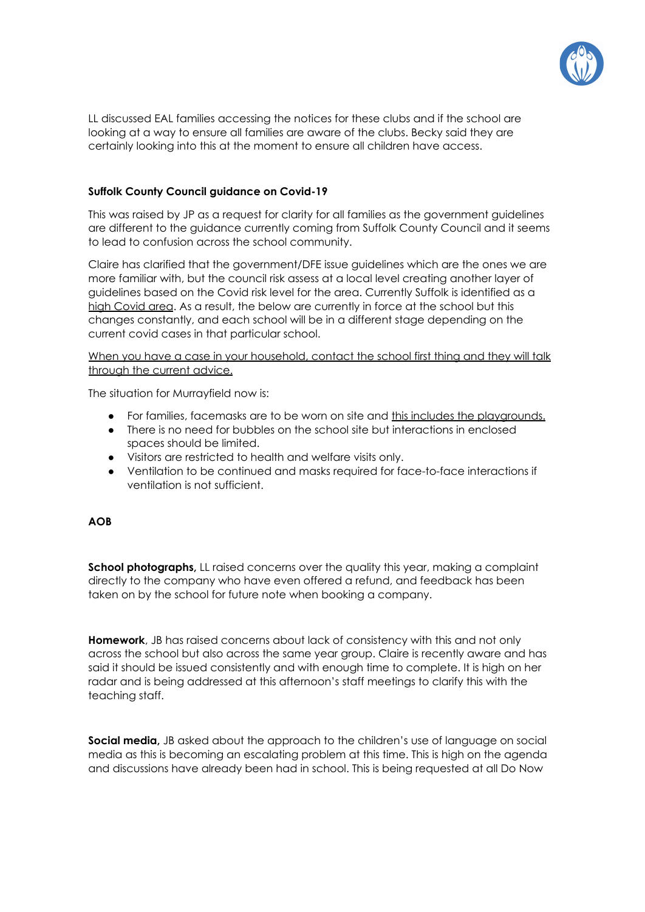LL discussed EAL families accessing the notices for these clubs and if the school are looking at a way to ensure all families are aware of the clubs. Becky said they are certainly looking into this at the moment to ensure all children have access.

**Suffolk County Council guidance on Covid-19**

This was raised by JP as a request for clarity for all families as the government guidelines are different to the guidance currently coming from Suffolk County Council and it seems to lead to confusion across the school community.

Claire has clarified that the government/DFE issue guidelines which are the ones we are more familiar with, but the council risk assess at a local level creating another layer of guidelines based on the Covid risk level for the area. Currently Suffolk is identified as a high Covid area. As a result, the below are currently in force at the school but this changes constantly, and each school will be in a different stage depending on the current covid cases in that particular school.

When you have a case in your household, contact the school first thing and they will talk through the current advice.

The situation for Murrayfield now is:

- For families, facemasks are to be worn on site and this includes the playgrounds.
- There is no need for bubbles on the school site but interactions in enclosed spaces should be limited.
- Visitors are restricted to health and welfare visits only.
- Ventilation to be continued and masks required for face-to-face interactions if ventilation is not sufficient.

**AOB**

**School photographs,** LL raised concerns over the quality this year, making a complaint directly to the company who have even offered a refund, and feedback has been taken on by the school for future note when booking a company.

**Homework**, JB has raised concerns about lack of consistency with this and not only across the school but also across the same year group. Claire is recently aware and has said it should be issued consistently and with enough time to complete. It is high on her radar and is being addressed at this afternoon's staff meetings to clarify this with the teaching staff.

**Social media,** JB asked about the approach to the children's use of language on social media as this is becoming an escalating problem at this time. This is high on the agenda and discussions have already been had in school. This is being requested at all Do Now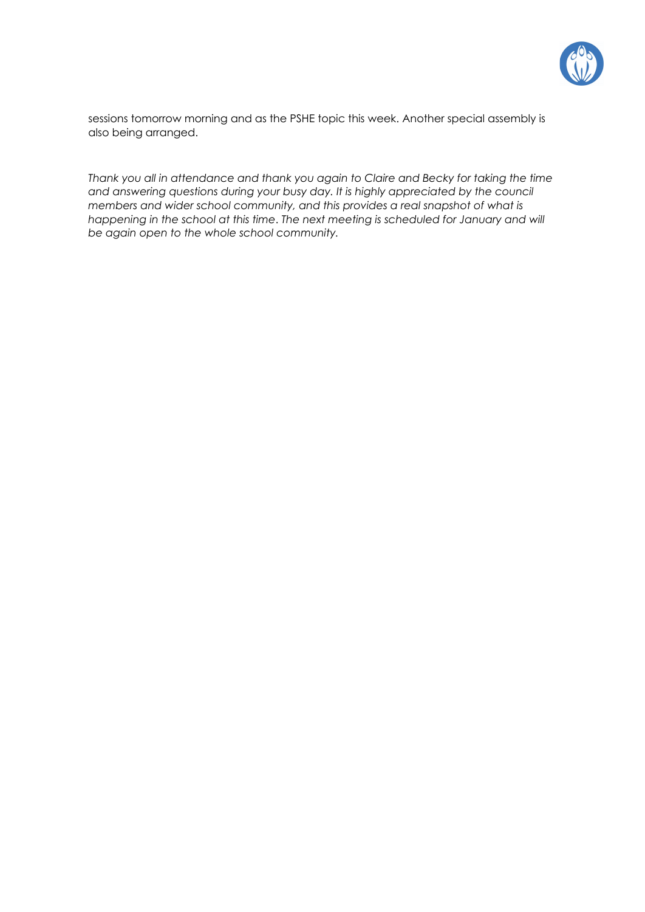sessions tomorrow morning and as the PSHE topic this week. Another special assembly is also being arranged.

*Thank you all in attendance and thank you again to Claire and Becky for taking the time and answering questions during your busy day. It is highly appreciated by the council members and wider school community, and this provides a real snapshot of what is happening in the school at this time. The next meeting is scheduled for January and will be again open to the whole school community.*